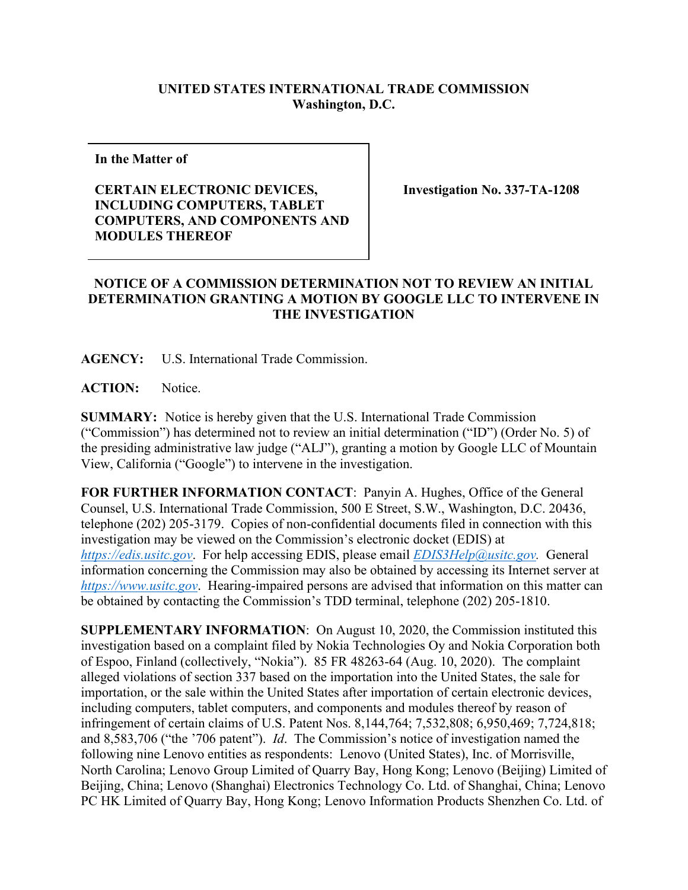**UNITED STATES INTERNATIONAL TRADE COMMISSION**
**Washington, D.C.**

| **In the Matter of** <br><br> **CERTAIN ELECTRONIC DEVICES, INCLUDING COMPUTERS, TABLET COMPUTERS, AND COMPONENTS AND MODULES THEREOF** | **Investigation No. 337-TA-1208** |
| --- | --- |

**NOTICE OF A COMMISSION DETERMINATION NOT TO REVIEW AN INITIAL DETERMINATION GRANTING A MOTION BY GOOGLE LLC TO INTERVENE IN THE INVESTIGATION**

**AGENCY:** U.S. International Trade Commission.

**ACTION:** Notice.

**SUMMARY:** Notice is hereby given that the U.S. International Trade Commission ("Commission") has determined not to review an initial determination ("ID") (Order No. 5) of the presiding administrative law judge ("ALJ"), granting a motion by Google LLC of Mountain View, California ("Google") to intervene in the investigation.

**FOR FURTHER INFORMATION CONTACT**: Panyin A. Hughes, Office of the General Counsel, U.S. International Trade Commission, 500 E Street, S.W., Washington, D.C. 20436, telephone (202) 205-3179. Copies of non-confidential documents filed in connection with this investigation may be viewed on the Commission's electronic docket (EDIS) at *https://edis.usitc.gov*. For help accessing EDIS, please email *EDIS3Help@usitc.gov.* General information concerning the Commission may also be obtained by accessing its Internet server at *https://www.usitc.gov*. Hearing-impaired persons are advised that information on this matter can be obtained by contacting the Commission's TDD terminal, telephone (202) 205-1810.

**SUPPLEMENTARY INFORMATION**: On August 10, 2020, the Commission instituted this investigation based on a complaint filed by Nokia Technologies Oy and Nokia Corporation both of Espoo, Finland (collectively, "Nokia"). 85 FR 48263-64 (Aug. 10, 2020). The complaint alleged violations of section 337 based on the importation into the United States, the sale for importation, or the sale within the United States after importation of certain electronic devices, including computers, tablet computers, and components and modules thereof by reason of infringement of certain claims of U.S. Patent Nos. 8,144,764; 7,532,808; 6,950,469; 7,724,818; and 8,583,706 ("the '706 patent"). *Id*. The Commission's notice of investigation named the following nine Lenovo entities as respondents: Lenovo (United States), Inc. of Morrisville, North Carolina; Lenovo Group Limited of Quarry Bay, Hong Kong; Lenovo (Beijing) Limited of Beijing, China; Lenovo (Shanghai) Electronics Technology Co. Ltd. of Shanghai, China; Lenovo PC HK Limited of Quarry Bay, Hong Kong; Lenovo Information Products Shenzhen Co. Ltd. of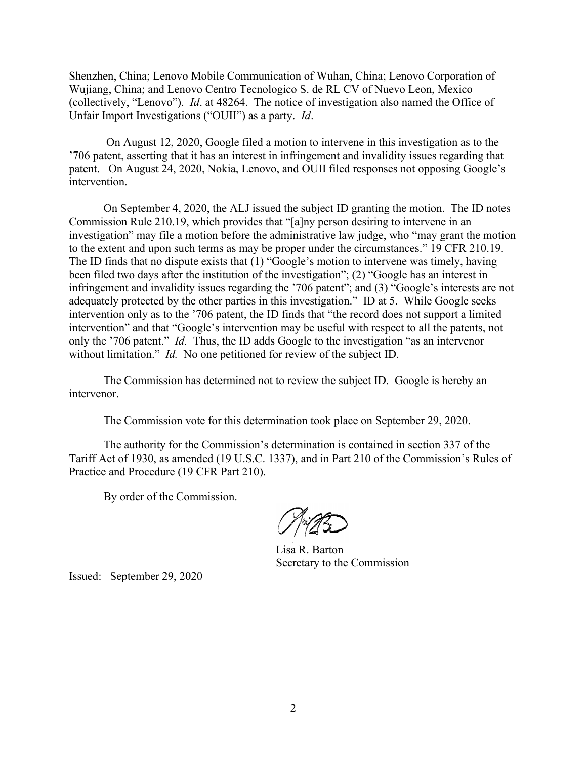Shenzhen, China; Lenovo Mobile Communication of Wuhan, China; Lenovo Corporation of Wujiang, China; and Lenovo Centro Tecnologico S. de RL CV of Nuevo Leon, Mexico (collectively, "Lenovo"). *Id*. at 48264. The notice of investigation also named the Office of Unfair Import Investigations ("OUII") as a party. *Id*.

On August 12, 2020, Google filed a motion to intervene in this investigation as to the '706 patent, asserting that it has an interest in infringement and invalidity issues regarding that patent. On August 24, 2020, Nokia, Lenovo, and OUII filed responses not opposing Google's intervention.

On September 4, 2020, the ALJ issued the subject ID granting the motion. The ID notes Commission Rule 210.19, which provides that "[a]ny person desiring to intervene in an investigation" may file a motion before the administrative law judge, who "may grant the motion to the extent and upon such terms as may be proper under the circumstances." 19 CFR 210.19. The ID finds that no dispute exists that (1) "Google's motion to intervene was timely, having been filed two days after the institution of the investigation"; (2) "Google has an interest in infringement and invalidity issues regarding the '706 patent"; and (3) "Google's interests are not adequately protected by the other parties in this investigation." ID at 5. While Google seeks intervention only as to the '706 patent, the ID finds that "the record does not support a limited intervention" and that "Google's intervention may be useful with respect to all the patents, not only the '706 patent." *Id*. Thus, the ID adds Google to the investigation "as an intervenor without limitation." *Id.* No one petitioned for review of the subject ID.

The Commission has determined not to review the subject ID. Google is hereby an intervenor.

The Commission vote for this determination took place on September 29, 2020.

The authority for the Commission's determination is contained in section 337 of the Tariff Act of 1930, as amended (19 U.S.C. 1337), and in Part 210 of the Commission's Rules of Practice and Procedure (19 CFR Part 210).

By order of the Commission.

Lisa R. Barton
Secretary to the Commission

Issued: September 29, 2020